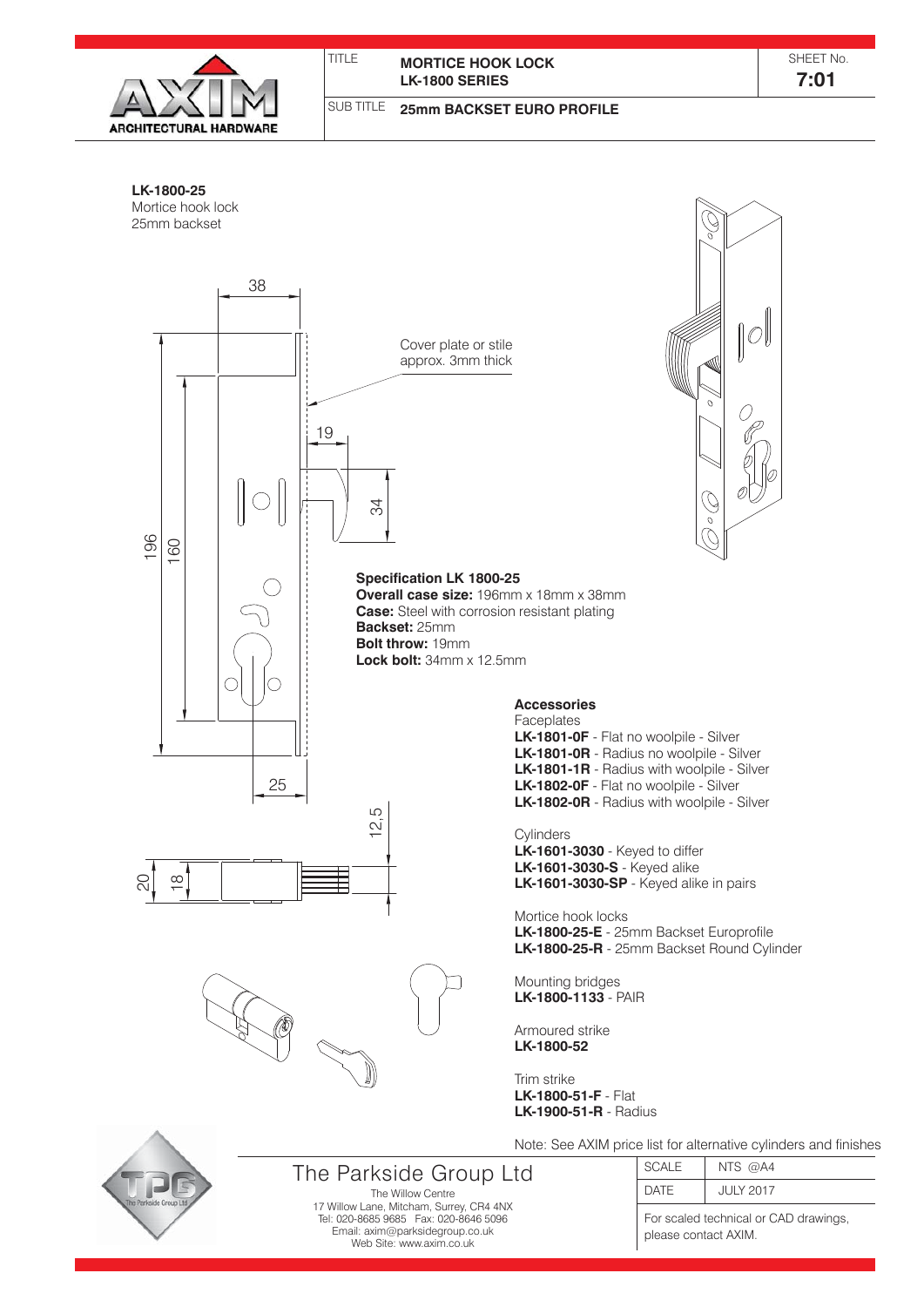**TITLE** MORTICE HOOK LOCK
LK-1800 SERIES

**SUB TITLE** 25mm BACKSET EURO PROFILE

**SHEET No.** 7:01

**LK-1800-25**
Mortice hook lock
25mm backset

38

Cover plate or stile approx. 3mm thick

19

34

196

160

25

12,5

20

18

**Specification LK 1800-25**
**Overall case size:** 196mm x 18mm x 38mm
**Case:** Steel with corrosion resistant plating
**Backset:** 25mm
**Bolt throw:** 19mm
**Lock bolt:** 34mm x 12.5mm

**Accessories**

Faceplates
**LK-1801-0F** - Flat no woolpile - Silver
**LK-1801-0R** - Radius no woolpile - Silver
**LK-1801-1R** - Radius with woolpile - Silver
**LK-1802-0F** - Flat no woolpile - Silver
**LK-1802-0R** - Radius with woolpile - Silver

Cylinders
**LK-1601-3030** - Keyed to differ
**LK-1601-3030-S** - Keyed alike
**LK-1601-3030-SP** - Keyed alike in pairs

Mortice hook locks
**LK-1800-25-E** - 25mm Backset Europrofile
**LK-1800-25-R** - 25mm Backset Round Cylinder

Mounting bridges
**LK-1800-1133** - PAIR

Armoured strike
**LK-1800-52**

Trim strike
**LK-1800-51-F** - Flat
**LK-1900-51-R** - Radius

Note: See AXIM price list for alternative cylinders and finishes

The Parkside Group Ltd
The Willow Centre
17 Willow Lane, Mitcham, Surrey, CR4 4NX
Tel: 020-8685 9685 Fax: 020-8646 5096
Email: axim@parksidegroup.co.uk
Web Site: www.axim.co.uk

| SCALE | NTS @A4 |
|---|---|
| DATE | JULY 2017 |

For scaled technical or CAD drawings, please contact AXIM.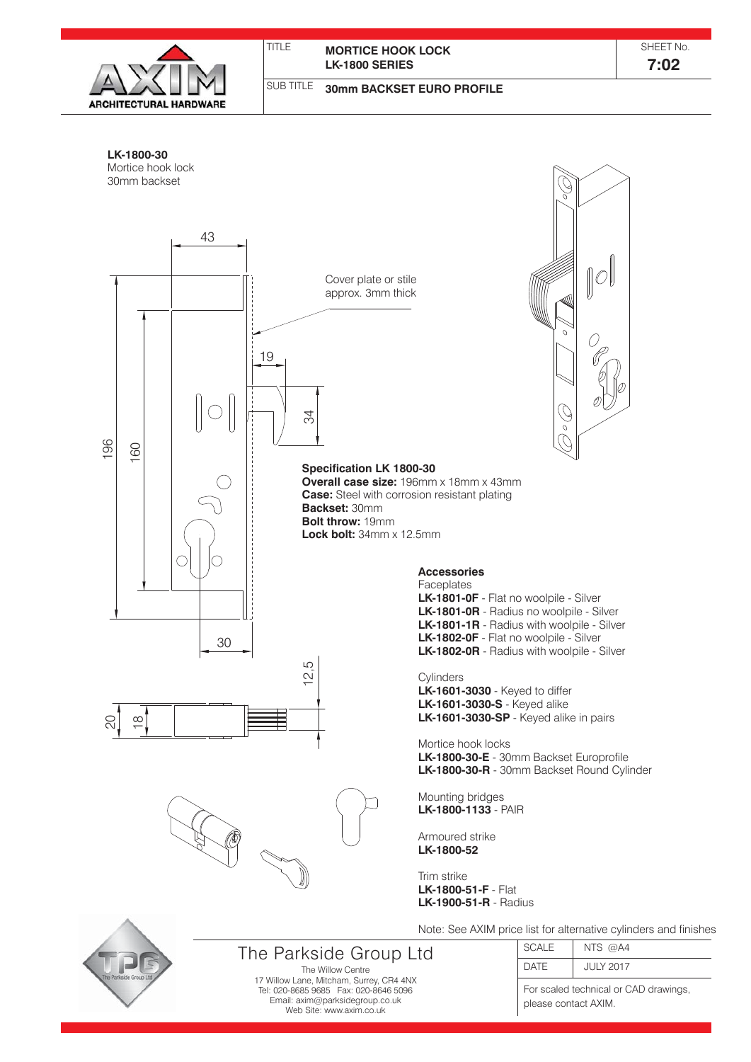| TITLE | MORTICE HOOK LOCK LK-1800 SERIES | SHEET No. 7:02 |
|---|---|---|
| SUB TITLE | 30mm BACKSET EURO PROFILE | |

**LK-1800-30**
Mortice hook lock
30mm backset

Cover plate or stile approx. 3mm thick

## Specification LK 1800-30

**Overall case size:** 196mm x 18mm x 43mm
**Case:** Steel with corrosion resistant plating
**Backset:** 30mm
**Bolt throw:** 19mm
**Lock bolt:** 34mm x 12.5mm

## Accessories

Faceplates
**LK-1801-0F** - Flat no woolpile - Silver
**LK-1801-0R** - Radius no woolpile - Silver
**LK-1801-1R** - Radius with woolpile - Silver
**LK-1802-0F** - Flat no woolpile - Silver
**LK-1802-0R** - Radius with woolpile - Silver

Cylinders
**LK-1601-3030** - Keyed to differ
**LK-1601-3030-S** - Keyed alike
**LK-1601-3030-SP** - Keyed alike in pairs

Mortice hook locks
**LK-1800-30-E** - 30mm Backset Europrofile
**LK-1800-30-R** - 30mm Backset Round Cylinder

Mounting bridges
**LK-1800-1133** - PAIR

Armoured strike
**LK-1800-52**

Trim strike
**LK-1800-51-F** - Flat
**LK-1900-51-R** - Radius

Note: See AXIM price list for alternative cylinders and finishes

The Parkside Group Ltd
The Willow Centre
17 Willow Lane, Mitcham, Surrey, CR4 4NX
Tel: 020-8685 9685 Fax: 020-8646 5096
Email: axim@parksidegroup.co.uk
Web Site: www.axim.co.uk

| SCALE | NTS @A4 |
|---|---|
| DATE | JULY 2017 |

For scaled technical or CAD drawings, please contact AXIM.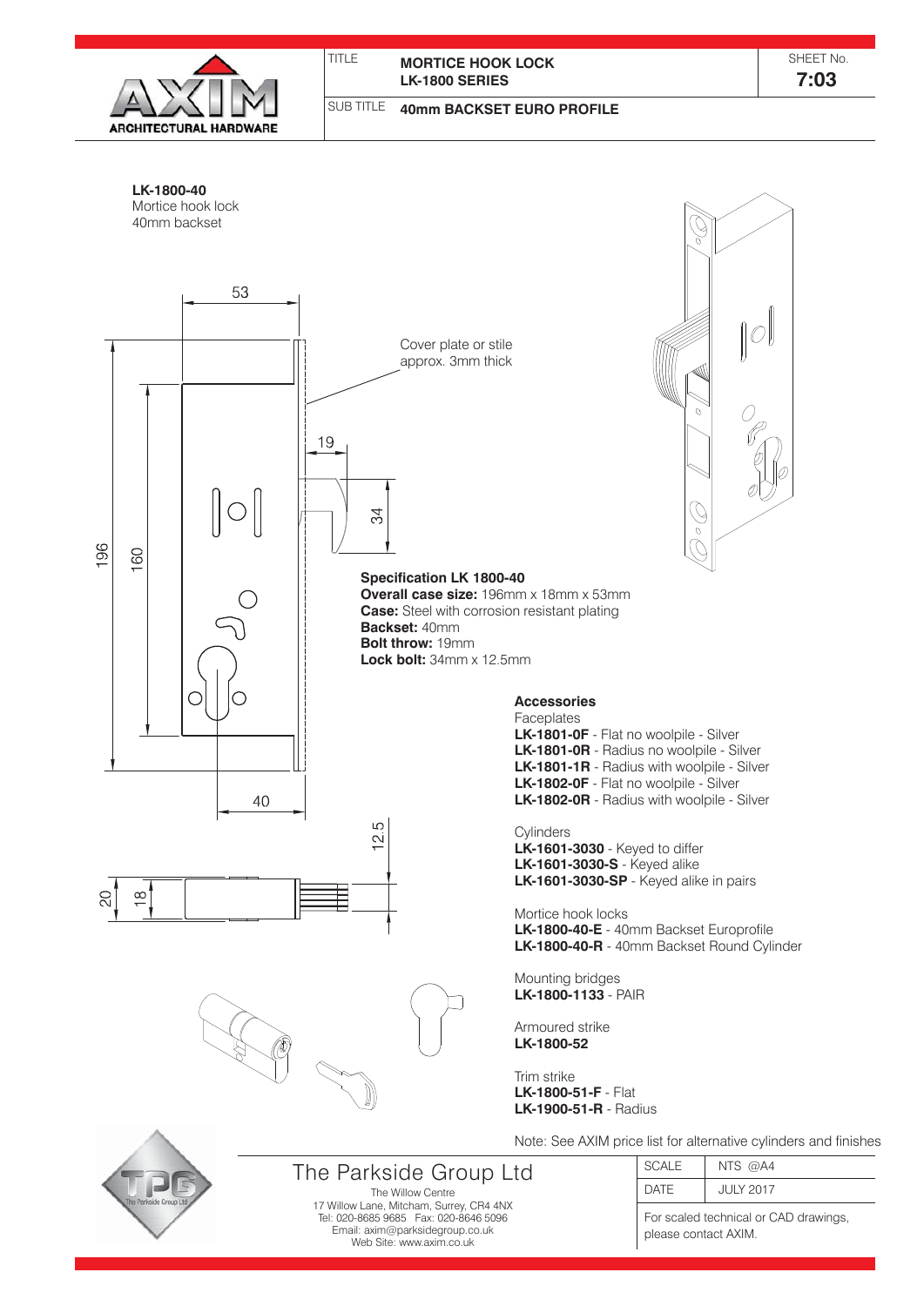| TITLE | MORTICE HOOK LOCK<br>LK-1800 SERIES | SHEET No.<br>**7:03** |
| --- | --- | --- |
| SUB TITLE | 40mm BACKSET EURO PROFILE | |

**LK-1800-40**
Mortice hook lock
40mm backset

Cover plate or stile approx. 3mm thick

**Specification LK 1800-40**
**Overall case size:** 196mm x 18mm x 53mm
**Case:** Steel with corrosion resistant plating
**Backset:** 40mm
**Bolt throw:** 19mm
**Lock bolt:** 34mm x 12.5mm

**Accessories**

Faceplates
**LK-1801-0F** - Flat no woolpile - Silver
**LK-1801-0R** - Radius no woolpile - Silver
**LK-1801-1R** - Radius with woolpile - Silver
**LK-1802-0F** - Flat no woolpile - Silver
**LK-1802-0R** - Radius with woolpile - Silver

Cylinders
**LK-1601-3030** - Keyed to differ
**LK-1601-3030-S** - Keyed alike
**LK-1601-3030-SP** - Keyed alike in pairs

Mortice hook locks
**LK-1800-40-E** - 40mm Backset Europrofile
**LK-1800-40-R** - 40mm Backset Round Cylinder

Mounting bridges
**LK-1800-1133** - PAIR

Armoured strike
**LK-1800-52**

Trim strike
**LK-1800-51-F** - Flat
**LK-1900-51-R** - Radius

Note: See AXIM price list for alternative cylinders and finishes

The Parkside Group Ltd
The Willow Centre
17 Willow Lane, Mitcham, Surrey, CR4 4NX
Tel: 020-8685 9685 Fax: 020-8646 5096
Email: axim@parksidegroup.co.uk
Web Site: www.axim.co.uk

| SCALE | NTS @A4 |
| --- | --- |
| DATE | JULY 2017 |

For scaled technical or CAD drawings, please contact AXIM.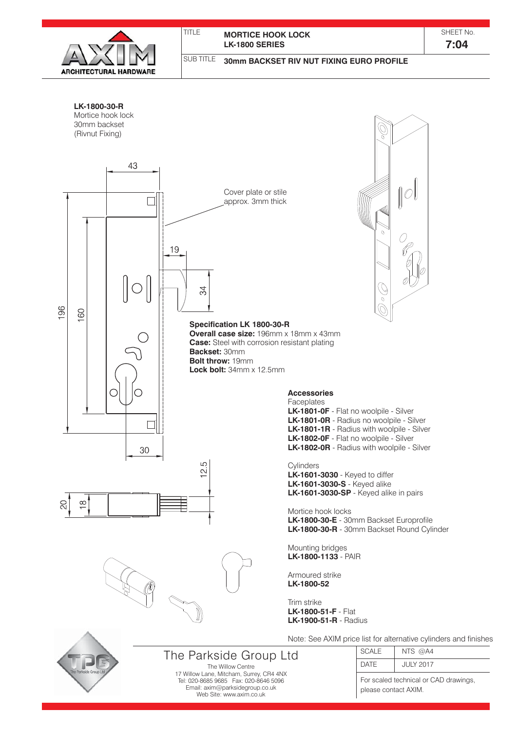| TITLE | **MORTICE HOOK LOCK** **LK-1800 SERIES** | SHEET No. **7:04** |
|---|---|---|
| SUB TITLE | **30mm BACKSET RIV NUT FIXING EURO PROFILE** | |

**LK-1800-30-R**
Mortice hook lock
30mm backset
(Rivnut Fixing)

Cover plate or stile approx. 3mm thick

**Specification LK 1800-30-R**
**Overall case size:** 196mm x 18mm x 43mm
**Case:** Steel with corrosion resistant plating
**Backset:** 30mm
**Bolt throw:** 19mm
**Lock bolt:** 34mm x 12.5mm

**Accessories**

Faceplates
**LK-1801-0F** - Flat no woolpile - Silver
**LK-1801-0R** - Radius no woolpile - Silver
**LK-1801-1R** - Radius with woolpile - Silver
**LK-1802-0F** - Flat no woolpile - Silver
**LK-1802-0R** - Radius with woolpile - Silver

Cylinders
**LK-1601-3030** - Keyed to differ
**LK-1601-3030-S** - Keyed alike
**LK-1601-3030-SP** - Keyed alike in pairs

Mortice hook locks
**LK-1800-30-E** - 30mm Backset Europrofile
**LK-1800-30-R** - 30mm Backset Round Cylinder

Mounting bridges
**LK-1800-1133** - PAIR

Armoured strike
**LK-1800-52**

Trim strike
**LK-1800-51-F** - Flat
**LK-1900-51-R** - Radius

Note: See AXIM price list for alternative cylinders and finishes

The Parkside Group Ltd
The Willow Centre
17 Willow Lane, Mitcham, Surrey, CR4 4NX
Tel: 020-8685 9685 Fax: 020-8646 5096
Email: axim@parksidegroup.co.uk
Web Site: www.axim.co.uk

| SCALE | NTS @A4 |
|---|---|
| DATE | JULY 2017 |

For scaled technical or CAD drawings, please contact AXIM.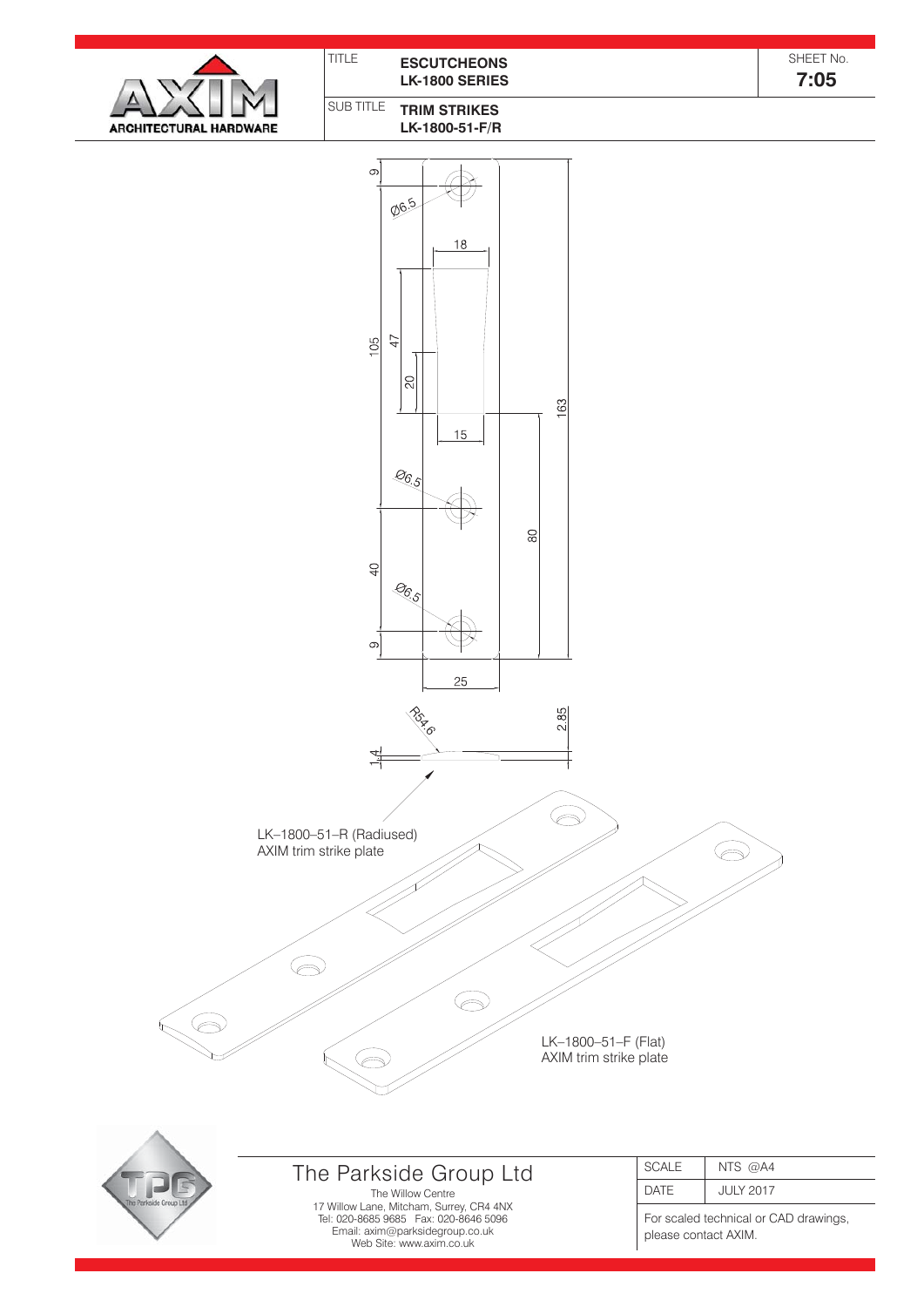| TITLE | ESCUTCHEONS LK-1800 SERIES | SHEET No. 7:05 |
| --- | --- | --- |
| SUB TITLE | TRIM STRIKES LK-1800-51-F/R | |

AXIM ARCHITECTURAL HARDWARE

9, Ø6.5, 18, 105, 47, 20, 163, 15, Ø6.5, 80, 40, Ø6.5, 9, 25

R54.6, 2.85, 1.4

LK–1800–51–R (Radiused)
AXIM trim strike plate

LK–1800–51–F (Flat)
AXIM trim strike plate

The Parkside Group Ltd
The Willow Centre
17 Willow Lane, Mitcham, Surrey, CR4 4NX
Tel: 020-8685 9685 Fax: 020-8646 5096
Email: axim@parksidegroup.co.uk
Web Site: www.axim.co.uk

| SCALE | NTS @A4 |
| --- | --- |
| DATE | JULY 2017 |

For scaled technical or CAD drawings, please contact AXIM.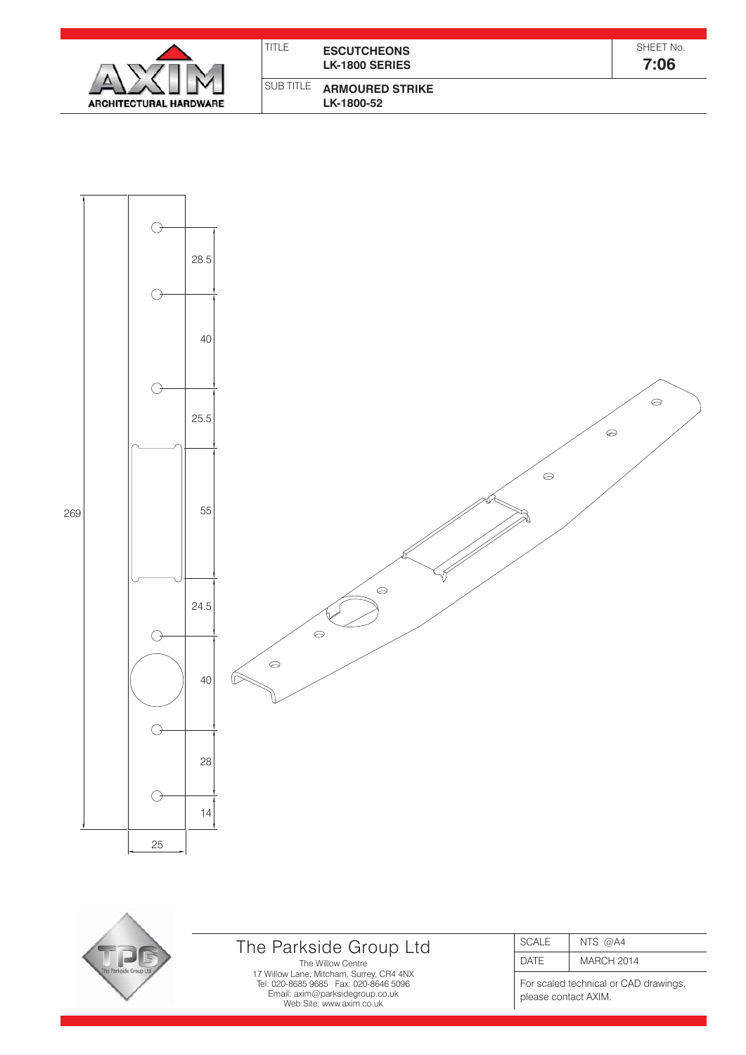| | | | |
|---|---|---|---|
| AXIM ARCHITECTURAL HARDWARE | TITLE | **ESCUTCHEONS LK-1800 SERIES** | SHEET No. **7:06** |
| | SUB TITLE | **ARMOURED STRIKE LK-1800-52** | |

269

28.5

40

25.5

55

24.5

40

28

14

25

The Parkside Group Ltd

The Willow Centre
17 Willow Lane, Mitcham, Surrey, CR4 4NX
Tel: 020-8685 9685 Fax: 020-8646 5096
Email: axim@parksidegroup.co.uk
Web Site: www.axim.co.uk

| | |
|---|---|
| SCALE | NTS @A4 |
| DATE | MARCH 2014 |

For scaled technical or CAD drawings, please contact AXIM.